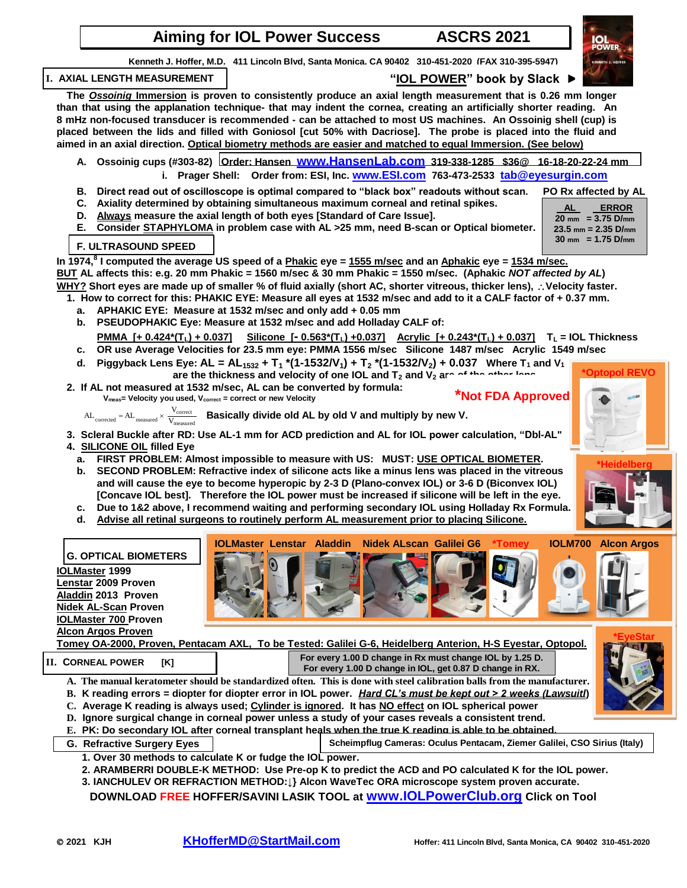# Aiming for IOL Power Success ASCRS 2021

Kenneth J. Hoffer, M.D. 411 Lincoln Blvd, Santa Monica. CA 90402 310-451-2020 (FAX 310-395-5947)

"IOL POWER" book by Slack ▶

## I. AXIAL LENGTH MEASUREMENT

The *Ossoinig* Immersion is proven to consistently produce an axial length measurement that is 0.26 mm longer than that using the applanation technique- that may indent the cornea, creating an artificially shorter reading. An 8 mHz non-focused transducer is recommended - can be attached to most US machines. An Ossoinig shell (cup) is placed between the lids and filled with Goniosol [cut 50% with Dacriose]. The probe is placed into the fluid and aimed in an axial direction. Optical biometry methods are easier and matched to equal Immersion. (See below)

A. Ossoinig cups (#303-82) Order: Hansen www.HansenLab.com 319-338-1285 $36@ 16-18-20-22-24 mm
   i. Prager Shell: Order from: ESI, Inc. www.ESI.com 763-473-2533 tab@eyesurgin.com

B. Direct read out of oscilloscope is optimal compared to "black box" readouts without scan.
C. Axiality determined by obtaining simultaneous maximum corneal and retinal spikes.
D. Always measure the axial length of both eyes [Standard of Care Issue].
E. Consider STAPHYLOMA in problem case with AL >25 mm, need B-scan or Optical biometer.

PO Rx affected by AL

| AL | ERROR |
|---|---|
| 20 mm | = 3.75 D/mm |
| 23.5 mm | = 2.35 D/mm |
| 30 mm | = 1.75 D/mm |

### F. ULTRASOUND SPEED

In 1974,[8] I computed the average US speed of a Phakic eye = 1555 m/sec and an Aphakic eye = 1534 m/sec.
BUT AL affects this: e.g. 20 mm Phakic = 1560 m/sec & 30 mm Phakic = 1550 m/sec. (Aphakic *NOT affected by AL*)
WHY? Short eyes are made up of smaller % of fluid axially (short AC, shorter vitreous, thicker lens), ∴ Velocity faster.

1. How to correct for this: PHAKIC EYE: Measure all eyes at 1532 m/sec and add to it a CALF factor of + 0.37 mm.
   a. APHAKIC EYE: Measure at 1532 m/sec and only add + 0.05 mm
   b. PSEUDOPHAKIC Eye: Measure at 1532 m/sec and add Holladay CALF of:
      PMMA [+ 0.424*($T_L$) + 0.037] Silicone [- 0.563*($T_L$) +0.037] Acrylic [+ 0.243*($T_L$) + 0.037] $T_L$ = IOL Thickness
   c. OR use Average Velocities for 23.5 mm eye: PMMA 1556 m/sec Silicone 1487 m/sec Acrylic 1549 m/sec
   d. Piggyback Lens Eye: $AL = AL_{1532} + T_1 *(1\text{-}1532/V_1) + T_2 *(1\text{-}1532/V_2) + 0.037$ Where $T_1$ and $V_1$ are the thickness and velocity of one IOL and $T_2$ and $V_2$ are of the other lens.
2. If AL not measured at 1532 m/sec, AL can be converted by formula:
   $V_{meas}$= Velocity you used, $V_{correct}$ = correct or new Velocity

$$AL_{corrected} = AL_{measured} \times \frac{V_{correct}}{V_{measured}}$$

Basically divide old AL by old V and multiply by new V.

3. Scleral Buckle after RD: Use AL-1 mm for ACD prediction and AL for IOL power calculation, "Dbl-AL"
4. SILICONE OIL filled Eye
   a. FIRST PROBLEM: Almost impossible to measure with US: MUST: USE OPTICAL BIOMETER.
   b. SECOND PROBLEM: Refractive index of silicone acts like a minus lens was placed in the vitreous and will cause the eye to become hyperopic by 2-3 D (Plano-convex IOL) or 3-6 D (Biconvex IOL) [Concave IOL best]. Therefore the IOL power must be increased if silicone will be left in the eye.
   c. Due to 1&2 above, I recommend waiting and performing secondary IOL using Holladay Rx Formula.
   d. Advise all retinal surgeons to routinely perform AL measurement prior to placing Silicone.

*Optopol REVO

*Not FDA Approved

*Heidelberg

### G. OPTICAL BIOMETERS

IOLMaster Lenstar Aladdin Nidek ALscan Galilei G6 *Tomey IOLM700 Alcon Argos

IOLMaster 1999
Lenstar 2009 Proven
Aladdin 2013 Proven
Nidek AL-Scan Proven
IOLMaster 700 Proven
Alcon Argos Proven
Tomey OA-2000, Proven, Pentacam AXL, To be Tested: Galilei G-6, Heidelberg Anterion, H-S Eyestar, Optopol.

*EyeStar

## II. CORNEAL POWER [K]

For every 1.00 D change in Rx must change IOL by 1.25 D.
For every 1.00 D change in IOL, get 0.87 D change in RX.

A. The manual keratometer should be standardized often. This is done with steel calibration balls from the manufacturer.
B. K reading errors = diopter for diopter error in IOL power. *Hard CL's must be kept out > 2 weeks (Lawsuit)*
C. Average K reading is always used; Cylinder is ignored. It has NO effect on IOL spherical power
D. Ignore surgical change in corneal power unless a study of your cases reveals a consistent trend.
E. PK: Do secondary IOL after corneal transplant heals when the true K reading is able to be obtained.

### G. Refractive Surgery Eyes

Scheimpflug Cameras: Oculus Pentacam, Ziemer Galilei, CSO Sirius (Italy)

1. Over 30 methods to calculate K or fudge the IOL power.
2. ARAMBERRI DOUBLE-K METHOD: Use Pre-op K to predict the ACD and PO calculated K for the IOL power.
3. IANCHULEV OR REFRACTION METHOD:↓} Alcon WaveTec ORA microscope system proven accurate.

DOWNLOAD FREE HOFFER/SAVINI LASIK TOOL at www.IOLPowerClub.org Click on Tool

© 2021 KJH KHofferMD@StartMail.com Hoffer: 411 Lincoln Blvd, Santa Monica, CA 90402 310-451-2020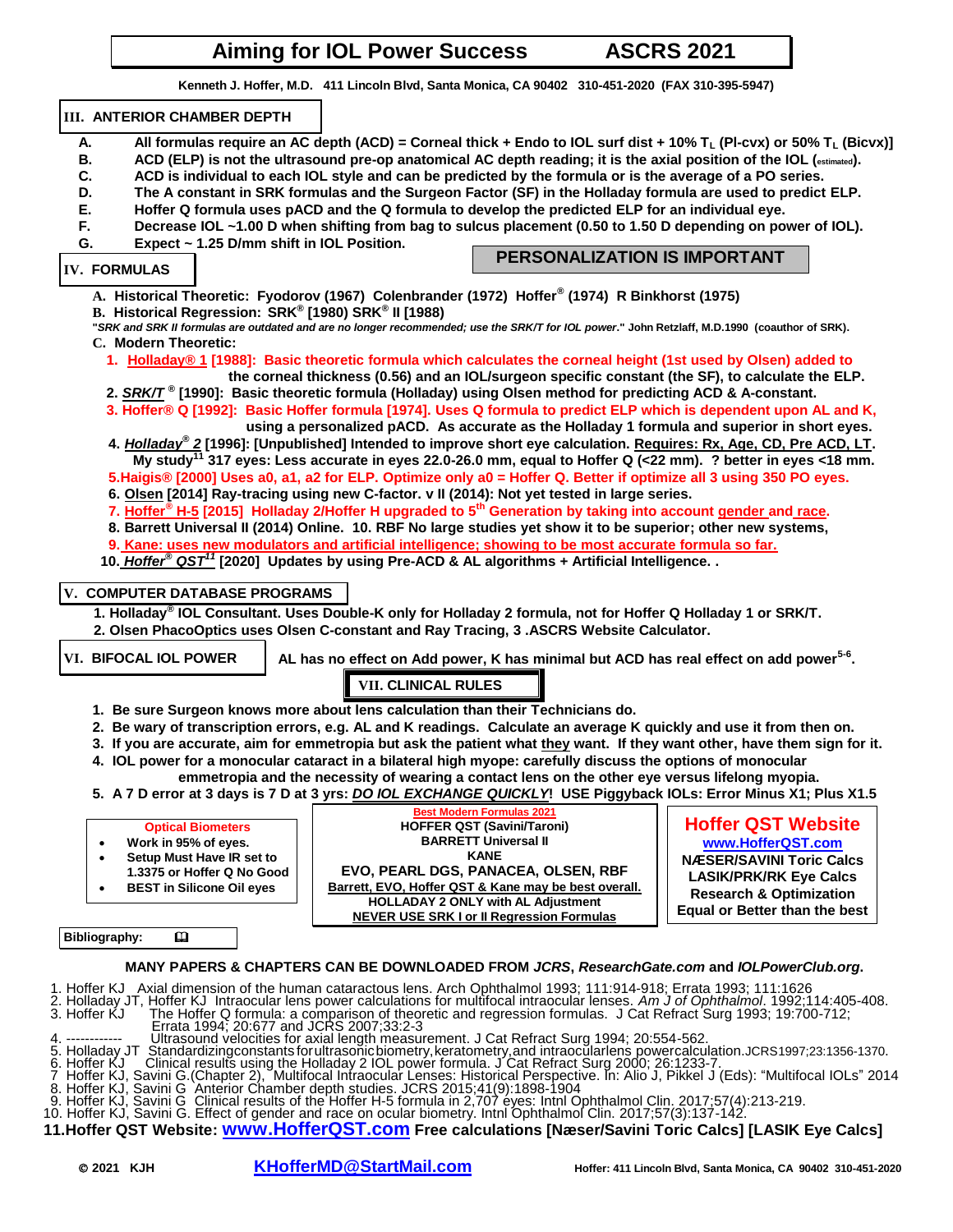# Aiming for IOL Power Success ASCRS 2021

**Kenneth J. Hoffer, M.D. 411 Lincoln Blvd, Santa Monica, CA 90402 310-451-2020 (FAX 310-395-5947)**

## III. ANTERIOR CHAMBER DEPTH

- **A.** All formulas require an AC depth (ACD) = Corneal thick + Endo to IOL surf dist + 10% $T_L$ (Pl-cvx) or 50% $T_L$ (Bicvx)]
- **B.** ACD (ELP) is not the ultrasound pre-op anatomical AC depth reading; it is the axial position of the IOL (estimated).
- **C.** ACD is individual to each IOL style and can be predicted by the formula or is the average of a PO series.
- **D.** The A constant in SRK formulas and the Surgeon Factor (SF) in the Holladay formula are used to predict ELP.
- **E.** Hoffer Q formula uses pACD and the Q formula to develop the predicted ELP for an individual eye.
- **F.** Decrease IOL ~1.00 D when shifting from bag to sulcus placement (0.50 to 1.50 D depending on power of IOL).
- **G.** Expect ~ 1.25 D/mm shift in IOL Position.

**PERSONALIZATION IS IMPORTANT**

## IV. FORMULAS

**A. Historical Theoretic: Fyodorov (1967) Colenbrander (1972) Hoffer® (1974) R Binkhorst (1975)**

**B. Historical Regression: SRK® [1980) SRK® II [1988)**

**"*SRK and SRK II formulas are outdated and are no longer recommended; use the SRK/T for IOL power*." John Retzlaff, M.D.1990 (coauthor of SRK).**

**C. Modern Theoretic:**

1. **Holladay® 1 [1988]: Basic theoretic formula which calculates the corneal height (1st used by Olsen) added to the corneal thickness (0.56) and an IOL/surgeon specific constant (the SF), to calculate the ELP.**
2. ***SRK/T* ® [1990]: Basic theoretic formula (Holladay) using Olsen method for predicting ACD & A-constant.**
3. **Hoffer® Q [1992]: Basic Hoffer formula [1974]. Uses Q formula to predict ELP which is dependent upon AL and K, using a personalized pACD. As accurate as the Holladay 1 formula and superior in short eyes.**
4. ***Holladay® 2* [1996]: [Unpublished] Intended to improve short eye calculation. Requires: Rx, Age, CD, Pre ACD, LT. My study[11] 317 eyes: Less accurate in eyes 22.0-26.0 mm, equal to Hoffer Q (<22 mm). ? better in eyes <18 mm.**
5. **Haigis® [2000] Uses a0, a1, a2 for ELP. Optimize only a0 = Hoffer Q. Better if optimize all 3 using 350 PO eyes.**
6. **Olsen [2014] Ray-tracing using new C-factor. v II (2014): Not yet tested in large series.**
7. **Hoffer® H-5 [2015] Holladay 2/Hoffer H upgraded to 5th Generation by taking into account gender and race.**
8. **Barrett Universal II (2016) Online. 10. RBF No large studies yet show it to be superior; other new systems,**
9. **Kane: uses new modulators and artificial intelligence; showing to be most accurate formula so far.**
10. ***Hoffer® QST[11]* [2020] Updates by using Pre-ACD & AL algorithms + Artificial Intelligence. .**

## V. COMPUTER DATABASE PROGRAMS

1. **Holladay® IOL Consultant. Uses Double-K only for Holladay 2 formula, not for Hoffer Q Holladay 1 or SRK/T.**
2. **Olsen PhacoOptics uses Olsen C-constant and Ray Tracing, 3 .ASCRS Website Calculator.**

## VI. BIFOCAL IOL POWER

**AL has no effect on Add power, K has minimal but ACD has real effect on add power[5-6].**

## VII. CLINICAL RULES

1. **Be sure Surgeon knows more about lens calculation than their Technicians do.**
2. **Be wary of transcription errors, e.g. AL and K readings. Calculate an average K quickly and use it from then on.**
3. **If you are accurate, aim for emmetropia but ask the patient what they want. If they want other, have them sign for it.**
4. **IOL power for a monocular cataract in a bilateral high myope: carefully discuss the options of monocular emmetropia and the necessity of wearing a contact lens on the other eye versus lifelong myopia.**
5. **A 7 D error at 3 days is 7 D at 3 yrs: *DO IOL EXCHANGE QUICKLY*! USE Piggyback IOLs: Error Minus X1; Plus X1.5**

**Optical Biometers**

- Work in 95% of eyes.
- Setup Must Have IR set to 1.3375 or Hoffer Q No Good
- BEST in Silicone Oil eyes

**Best Modern Formulas 2021**

**HOFFER QST (Savini/Taroni)**
**BARRETT Universal II**
**KANE**
**EVO, PEARL DGS, PANACEA, OLSEN, RBF**
**Barrett, EVO, Hoffer QST & Kane may be best overall.**
**HOLLADAY 2 ONLY with AL Adjustment**
**NEVER USE SRK I or II Regression Formulas**

**Hoffer QST Website**
**www.HofferQST.com**
**NÆSER/SAVINI Toric Calcs**
**LASIK/PRK/RK Eye Calcs**
**Research & Optimization**
**Equal or Better than the best**

**Bibliography:**

**MANY PAPERS & CHAPTERS CAN BE DOWNLOADED FROM *JCRS*, *ResearchGate.com* and *IOLPowerClub.org*.**

1. Hoffer KJ Axial dimension of the human cataractous lens. Arch Ophthalmol 1993; 111:914-918; Errata 1993; 111:1626
2. Holladay JT, Hoffer KJ Intraocular lens power calculations for multifocal intraocular lenses. *Am J of Ophthalmol*. 1992;114:405-408.
3. Hoffer KJ The Hoffer Q formula: a comparison of theoretic and regression formulas. J Cat Refract Surg 1993; 19:700-712; Errata 1994; 20:677 and JCRS 2007;33:2-3
4. ------------ Ultrasound velocities for axial length measurement. J Cat Refract Surg 1994; 20:554-562.
5. Holladay JT Standardizing constants for ultrasonic biometry, keratometry, and intraocular lens power calculation. JCRS 1997;23:1356-1370.
6. Hoffer KJ Clinical results using the Holladay 2 IOL power formula. J Cat Refract Surg 2000; 26:1233-7.
7. Hoffer KJ, Savini G.(Chapter 2), Multifocal Intraocular Lenses: Historical Perspective. In: Alio J, Pikkel J (Eds): "Multifocal IOLs" 2014
8. Hoffer KJ, Savini G Anterior Chamber depth studies. JCRS 2015;41(9):1898-1904
9. Hoffer KJ, Savini G Clinical results of the Hoffer H-5 formula in 2,707 eyes: Intnl Ophthalmol Clin. 2017;57(4):213-219.
10. Hoffer KJ, Savini G. Effect of gender and race on ocular biometry. Intnl Ophthalmol Clin. 2017;57(3):137-142.
11. **Hoffer QST Website: www.HofferQST.com Free calculations [Næser/Savini Toric Calcs] [LASIK Eye Calcs]**

© 2021 KJH **KHofferMD@StartMail.com** Hoffer: 411 Lincoln Blvd, Santa Monica, CA 90402 310-451-2020